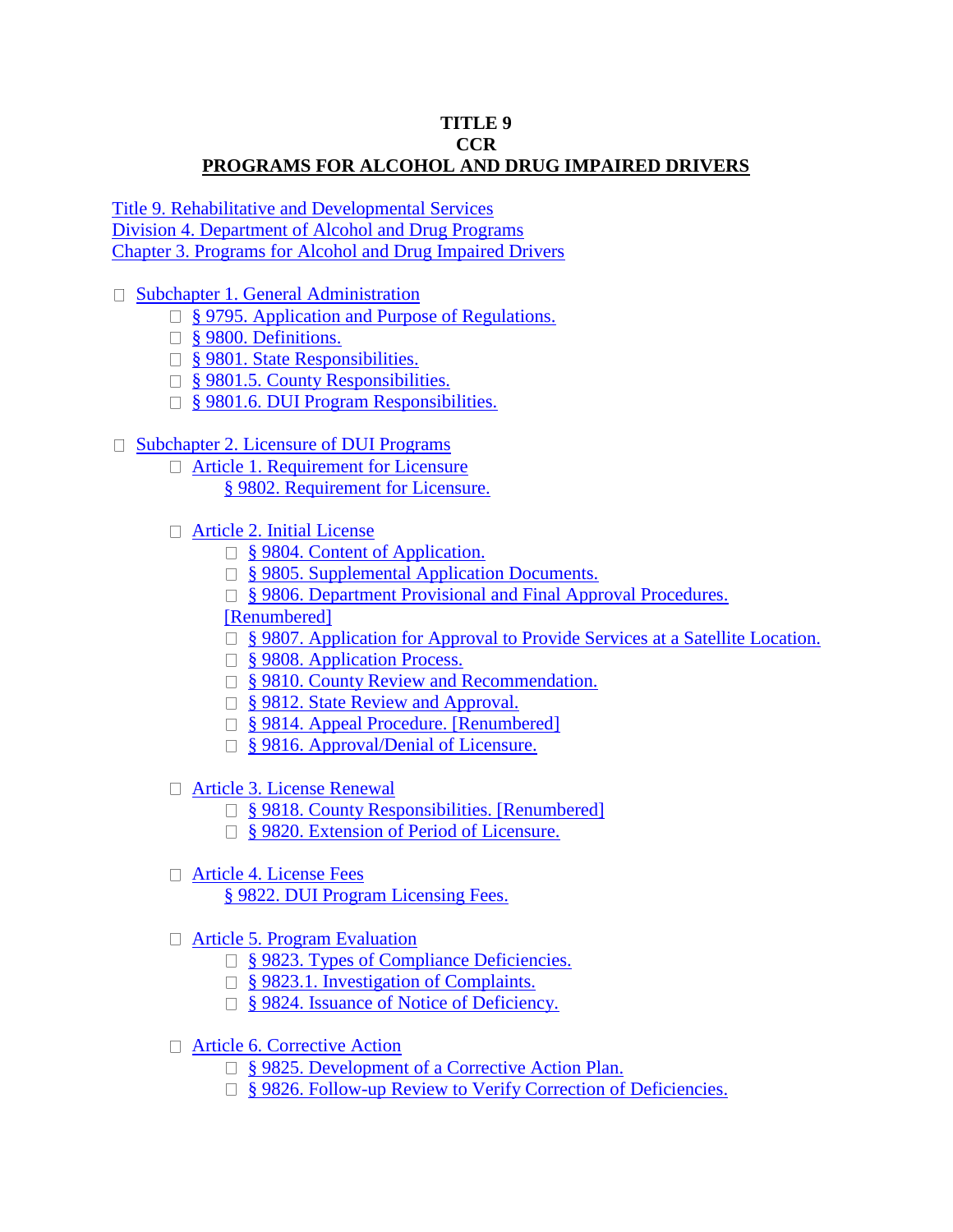**TITLE 9**
**CCR**
**PROGRAMS FOR ALCOHOL AND DRUG IMPAIRED DRIVERS**

Title 9. Rehabilitative and Developmental Services
Division 4. Department of Alcohol and Drug Programs
Chapter 3. Programs for Alcohol and Drug Impaired Drivers

- Subchapter 1. General Administration
  - § 9795. Application and Purpose of Regulations.
  - § 9800. Definitions.
  - § 9801. State Responsibilities.
  - § 9801.5. County Responsibilities.
  - § 9801.6. DUI Program Responsibilities.

- Subchapter 2. Licensure of DUI Programs
  - Article 1. Requirement for Licensure
    - § 9802. Requirement for Licensure.

  - Article 2. Initial License
    - § 9804. Content of Application.
    - § 9805. Supplemental Application Documents.
    - § 9806. Department Provisional and Final Approval Procedures. [Renumbered]
    - § 9807. Application for Approval to Provide Services at a Satellite Location.
    - § 9808. Application Process.
    - § 9810. County Review and Recommendation.
    - § 9812. State Review and Approval.
    - § 9814. Appeal Procedure. [Renumbered]
    - § 9816. Approval/Denial of Licensure.

  - Article 3. License Renewal
    - § 9818. County Responsibilities. [Renumbered]
    - § 9820. Extension of Period of Licensure.

  - Article 4. License Fees
    - § 9822. DUI Program Licensing Fees.

  - Article 5. Program Evaluation
    - § 9823. Types of Compliance Deficiencies.
    - § 9823.1. Investigation of Complaints.
    - § 9824. Issuance of Notice of Deficiency.

  - Article 6. Corrective Action
    - § 9825. Development of a Corrective Action Plan.
    - § 9826. Follow-up Review to Verify Correction of Deficiencies.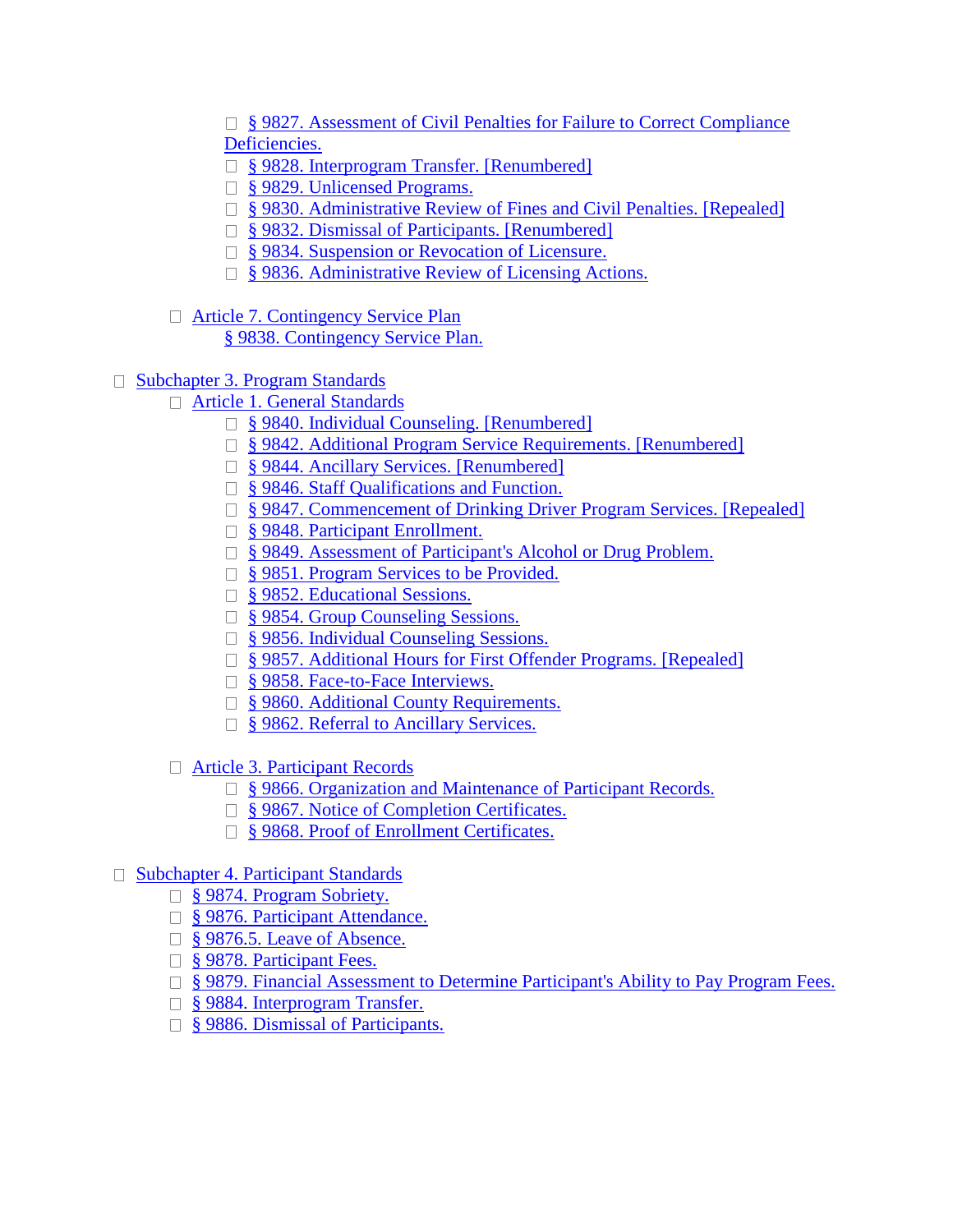- § 9827. Assessment of Civil Penalties for Failure to Correct Compliance Deficiencies.
    - § 9828. Interprogram Transfer. [Renumbered]
    - § 9829. Unlicensed Programs.
    - § 9830. Administrative Review of Fines and Civil Penalties. [Repealed]
    - § 9832. Dismissal of Participants. [Renumbered]
    - § 9834. Suspension or Revocation of Licensure.
    - § 9836. Administrative Review of Licensing Actions.

  - Article 7. Contingency Service Plan
    - § 9838. Contingency Service Plan.

- Subchapter 3. Program Standards
  - Article 1. General Standards
    - § 9840. Individual Counseling. [Renumbered]
    - § 9842. Additional Program Service Requirements. [Renumbered]
    - § 9844. Ancillary Services. [Renumbered]
    - § 9846. Staff Qualifications and Function.
    - § 9847. Commencement of Drinking Driver Program Services. [Repealed]
    - § 9848. Participant Enrollment.
    - § 9849. Assessment of Participant's Alcohol or Drug Problem.
    - § 9851. Program Services to be Provided.
    - § 9852. Educational Sessions.
    - § 9854. Group Counseling Sessions.
    - § 9856. Individual Counseling Sessions.
    - § 9857. Additional Hours for First Offender Programs. [Repealed]
    - § 9858. Face-to-Face Interviews.
    - § 9860. Additional County Requirements.
    - § 9862. Referral to Ancillary Services.

  - Article 3. Participant Records
    - § 9866. Organization and Maintenance of Participant Records.
    - § 9867. Notice of Completion Certificates.
    - § 9868. Proof of Enrollment Certificates.

- Subchapter 4. Participant Standards
  - § 9874. Program Sobriety.
  - § 9876. Participant Attendance.
  - § 9876.5. Leave of Absence.
  - § 9878. Participant Fees.
  - § 9879. Financial Assessment to Determine Participant's Ability to Pay Program Fees.
  - § 9884. Interprogram Transfer.
  - § 9886. Dismissal of Participants.